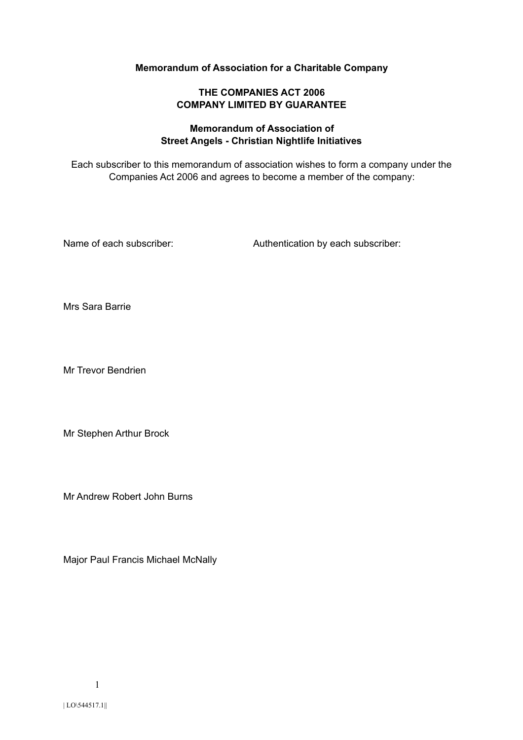**Memorandum of Association for a Charitable Company**

**THE COMPANIES ACT 2006**
**COMPANY LIMITED BY GUARANTEE**

**Memorandum of Association of**
**Street Angels - Christian Nightlife Initiatives**

Each subscriber to this memorandum of association wishes to form a company under the Companies Act 2006 and agrees to become a member of the company:

| Name of each subscriber: | Authentication by each subscriber: |
| --- | --- |
| Mrs Sara Barrie | |
| Mr Trevor Bendrien | |
| Mr Stephen Arthur Brock | |
| Mr Andrew Robert John Burns | |
| Major Paul Francis Michael McNally | |

| LO\544517.1||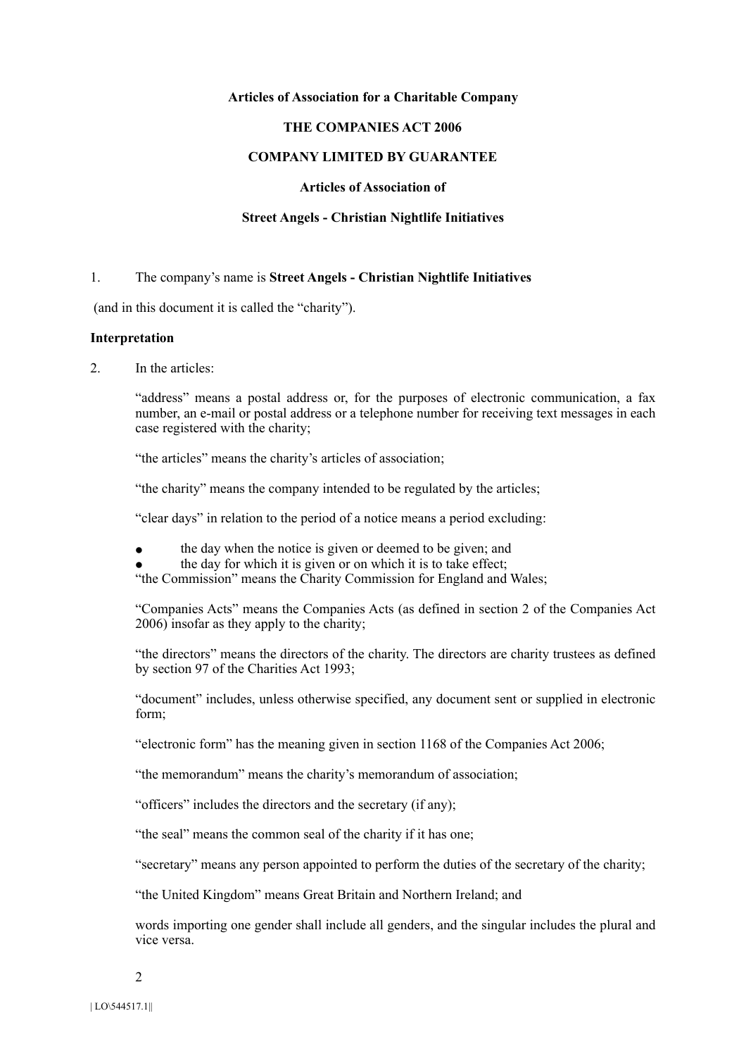**Articles of Association for a Charitable Company**

**THE COMPANIES ACT 2006**

**COMPANY LIMITED BY GUARANTEE**

**Articles of Association of**

**Street Angels - Christian Nightlife Initiatives**

1. The company's name is **Street Angels - Christian Nightlife Initiatives**

(and in this document it is called the "charity").

**Interpretation**

2. In the articles:

"address" means a postal address or, for the purposes of electronic communication, a fax number, an e-mail or postal address or a telephone number for receiving text messages in each case registered with the charity;

"the articles" means the charity's articles of association;

"the charity" means the company intended to be regulated by the articles;

"clear days" in relation to the period of a notice means a period excluding:

- the day when the notice is given or deemed to be given; and
- the day for which it is given or on which it is to take effect;

"the Commission" means the Charity Commission for England and Wales;

"Companies Acts" means the Companies Acts (as defined in section 2 of the Companies Act 2006) insofar as they apply to the charity;

"the directors" means the directors of the charity. The directors are charity trustees as defined by section 97 of the Charities Act 1993;

"document" includes, unless otherwise specified, any document sent or supplied in electronic form;

"electronic form" has the meaning given in section 1168 of the Companies Act 2006;

"the memorandum" means the charity's memorandum of association;

"officers" includes the directors and the secretary (if any);

"the seal" means the common seal of the charity if it has one;

"secretary" means any person appointed to perform the duties of the secretary of the charity;

"the United Kingdom" means Great Britain and Northern Ireland; and

words importing one gender shall include all genders, and the singular includes the plural and vice versa.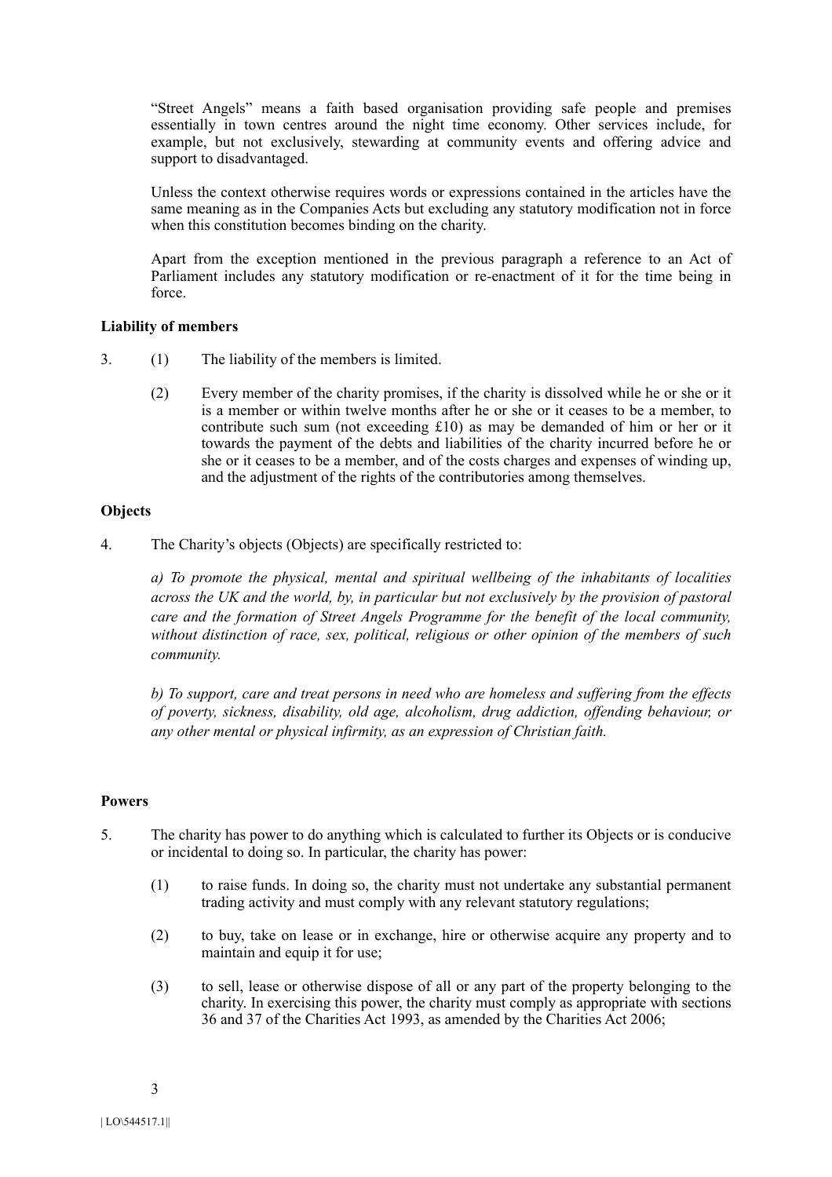"Street Angels" means a faith based organisation providing safe people and premises essentially in town centres around the night time economy. Other services include, for example, but not exclusively, stewarding at community events and offering advice and support to disadvantaged.

Unless the context otherwise requires words or expressions contained in the articles have the same meaning as in the Companies Acts but excluding any statutory modification not in force when this constitution becomes binding on the charity.

Apart from the exception mentioned in the previous paragraph a reference to an Act of Parliament includes any statutory modification or re-enactment of it for the time being in force.

**Liability of members**

3. (1) The liability of the members is limited.

   (2) Every member of the charity promises, if the charity is dissolved while he or she or it is a member or within twelve months after he or she or it ceases to be a member, to contribute such sum (not exceeding £10) as may be demanded of him or her or it towards the payment of the debts and liabilities of the charity incurred before he or she or it ceases to be a member, and of the costs charges and expenses of winding up, and the adjustment of the rights of the contributories among themselves.

**Objects**

4. The Charity's objects (Objects) are specifically restricted to:

   *a) To promote the physical, mental and spiritual wellbeing of the inhabitants of localities across the UK and the world, by, in particular but not exclusively by the provision of pastoral care and the formation of Street Angels Programme for the benefit of the local community, without distinction of race, sex, political, religious or other opinion of the members of such community.*

   *b) To support, care and treat persons in need who are homeless and suffering from the effects of poverty, sickness, disability, old age, alcoholism, drug addiction, offending behaviour, or any other mental or physical infirmity, as an expression of Christian faith.*

**Powers**

5. The charity has power to do anything which is calculated to further its Objects or is conducive or incidental to doing so. In particular, the charity has power:

   (1) to raise funds. In doing so, the charity must not undertake any substantial permanent trading activity and must comply with any relevant statutory regulations;

   (2) to buy, take on lease or in exchange, hire or otherwise acquire any property and to maintain and equip it for use;

   (3) to sell, lease or otherwise dispose of all or any part of the property belonging to the charity. In exercising this power, the charity must comply as appropriate with sections 36 and 37 of the Charities Act 1993, as amended by the Charities Act 2006;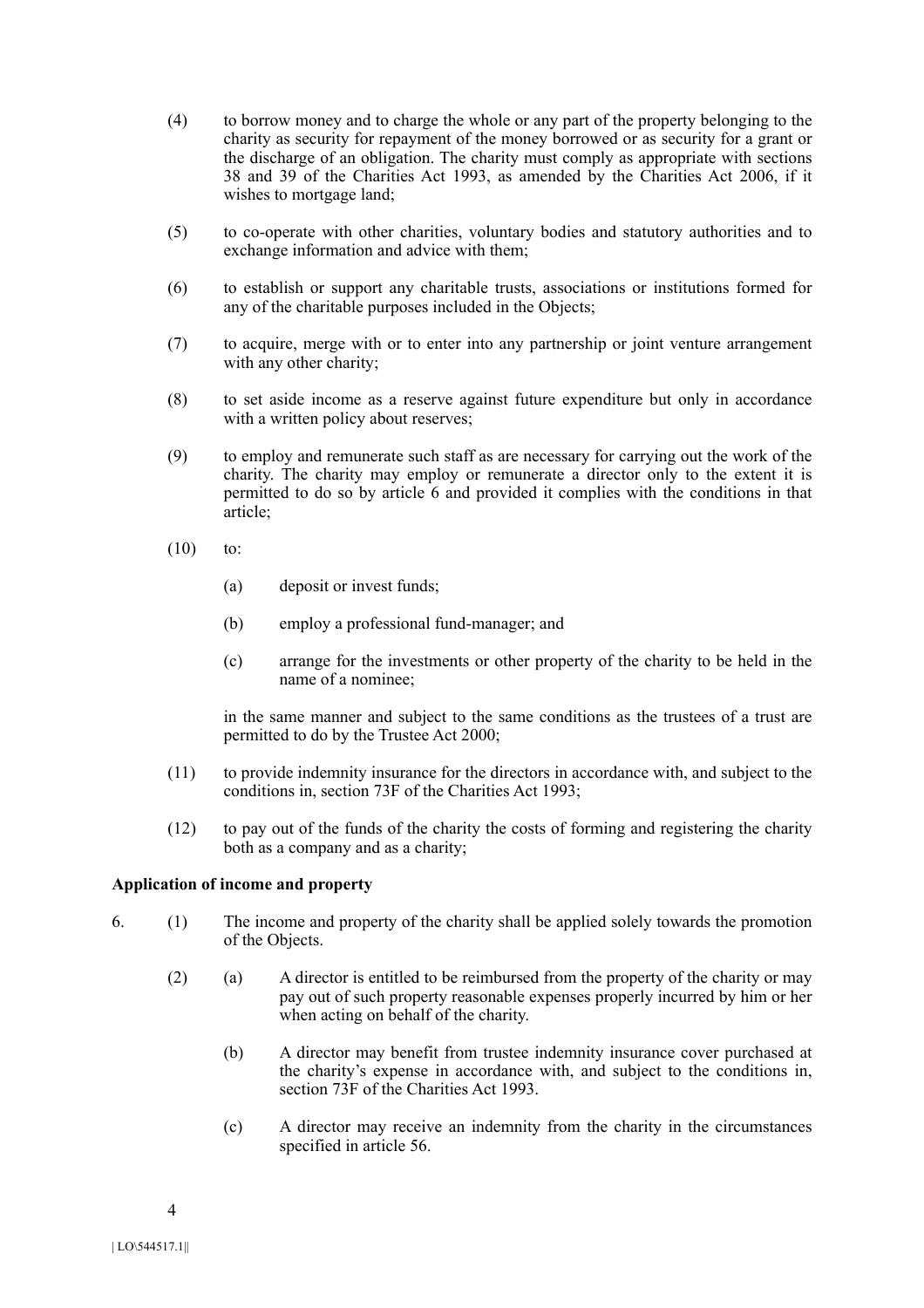(4) to borrow money and to charge the whole or any part of the property belonging to the charity as security for repayment of the money borrowed or as security for a grant or the discharge of an obligation. The charity must comply as appropriate with sections 38 and 39 of the Charities Act 1993, as amended by the Charities Act 2006, if it wishes to mortgage land;

(5) to co-operate with other charities, voluntary bodies and statutory authorities and to exchange information and advice with them;

(6) to establish or support any charitable trusts, associations or institutions formed for any of the charitable purposes included in the Objects;

(7) to acquire, merge with or to enter into any partnership or joint venture arrangement with any other charity;

(8) to set aside income as a reserve against future expenditure but only in accordance with a written policy about reserves;

(9) to employ and remunerate such staff as are necessary for carrying out the work of the charity. The charity may employ or remunerate a director only to the extent it is permitted to do so by article 6 and provided it complies with the conditions in that article;

(10) to:

(a) deposit or invest funds;

(b) employ a professional fund-manager; and

(c) arrange for the investments or other property of the charity to be held in the name of a nominee;

in the same manner and subject to the same conditions as the trustees of a trust are permitted to do by the Trustee Act 2000;

(11) to provide indemnity insurance for the directors in accordance with, and subject to the conditions in, section 73F of the Charities Act 1993;

(12) to pay out of the funds of the charity the costs of forming and registering the charity both as a company and as a charity;

**Application of income and property**

6. (1) The income and property of the charity shall be applied solely towards the promotion of the Objects.

(2) (a) A director is entitled to be reimbursed from the property of the charity or may pay out of such property reasonable expenses properly incurred by him or her when acting on behalf of the charity.

(b) A director may benefit from trustee indemnity insurance cover purchased at the charity's expense in accordance with, and subject to the conditions in, section 73F of the Charities Act 1993.

(c) A director may receive an indemnity from the charity in the circumstances specified in article 56.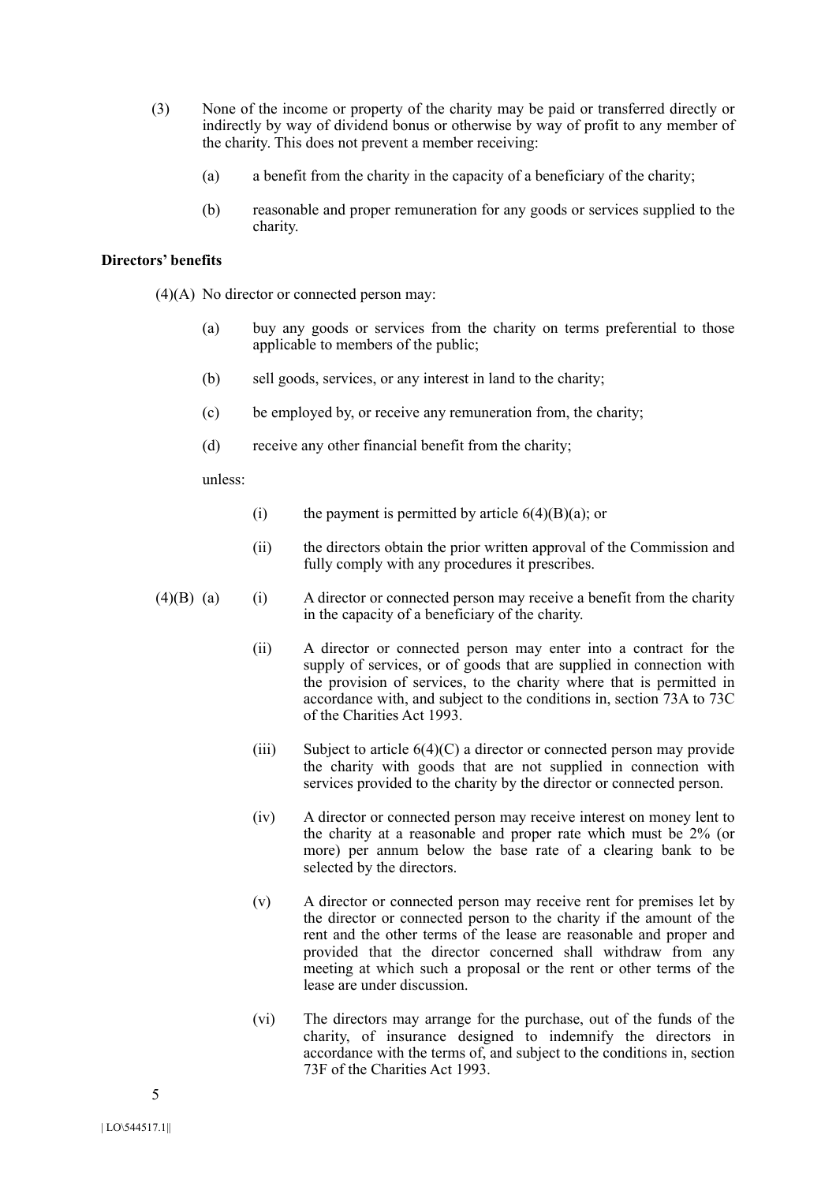(3) None of the income or property of the charity may be paid or transferred directly or indirectly by way of dividend bonus or otherwise by way of profit to any member of the charity. This does not prevent a member receiving:

(a) a benefit from the charity in the capacity of a beneficiary of the charity;

(b) reasonable and proper remuneration for any goods or services supplied to the charity.

**Directors' benefits**

(4)(A) No director or connected person may:

(a) buy any goods or services from the charity on terms preferential to those applicable to members of the public;

(b) sell goods, services, or any interest in land to the charity;

(c) be employed by, or receive any remuneration from, the charity;

(d) receive any other financial benefit from the charity;

unless:

(i) the payment is permitted by article 6(4)(B)(a); or

(ii) the directors obtain the prior written approval of the Commission and fully comply with any procedures it prescribes.

(4)(B) (a) (i) A director or connected person may receive a benefit from the charity in the capacity of a beneficiary of the charity.

(ii) A director or connected person may enter into a contract for the supply of services, or of goods that are supplied in connection with the provision of services, to the charity where that is permitted in accordance with, and subject to the conditions in, section 73A to 73C of the Charities Act 1993.

(iii) Subject to article 6(4)(C) a director or connected person may provide the charity with goods that are not supplied in connection with services provided to the charity by the director or connected person.

(iv) A director or connected person may receive interest on money lent to the charity at a reasonable and proper rate which must be 2% (or more) per annum below the base rate of a clearing bank to be selected by the directors.

(v) A director or connected person may receive rent for premises let by the director or connected person to the charity if the amount of the rent and the other terms of the lease are reasonable and proper and provided that the director concerned shall withdraw from any meeting at which such a proposal or the rent or other terms of the lease are under discussion.

(vi) The directors may arrange for the purchase, out of the funds of the charity, of insurance designed to indemnify the directors in accordance with the terms of, and subject to the conditions in, section 73F of the Charities Act 1993.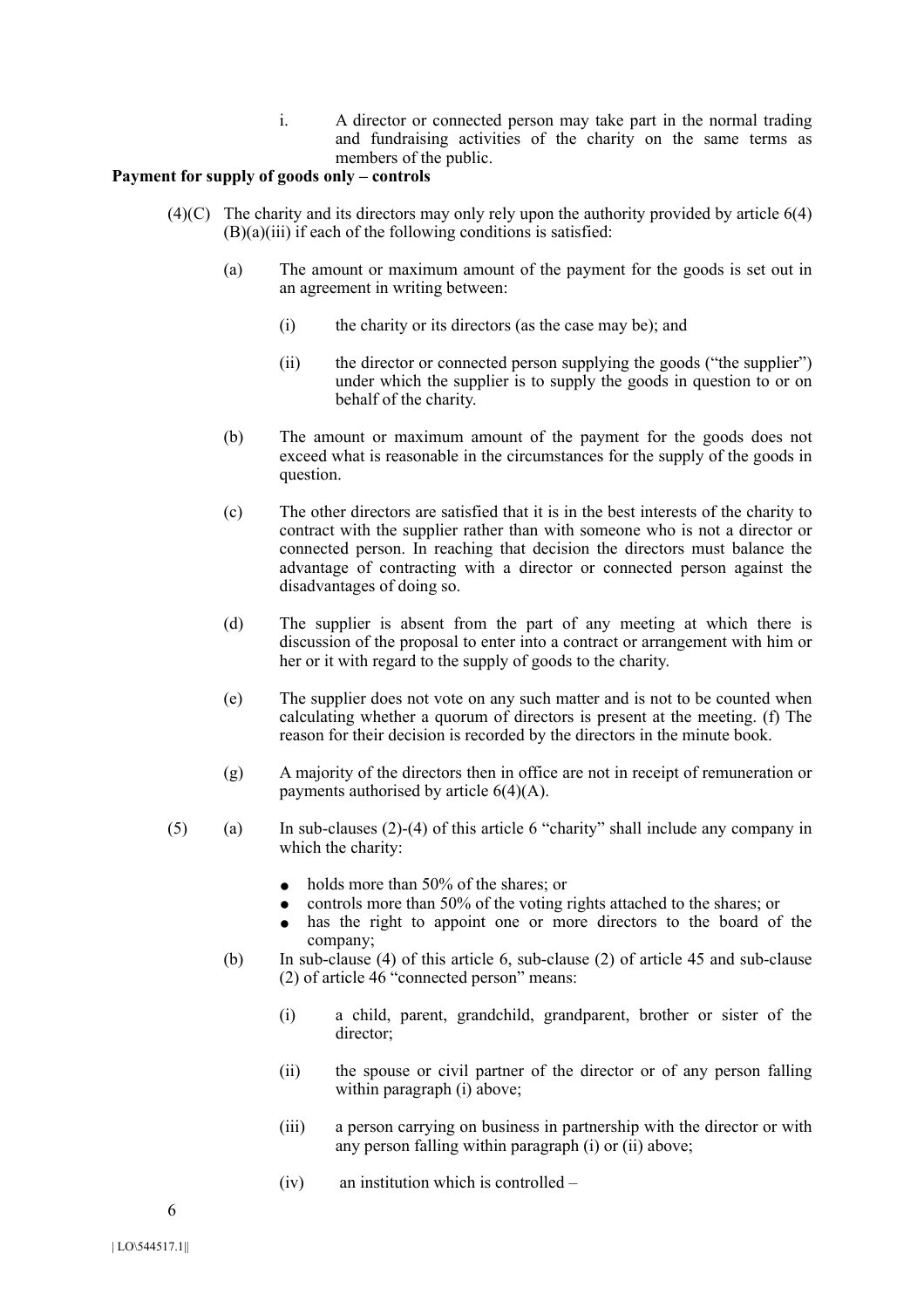i. A director or connected person may take part in the normal trading and fundraising activities of the charity on the same terms as members of the public.

**Payment for supply of goods only – controls**

(4)(C) The charity and its directors may only rely upon the authority provided by article 6(4)(B)(a)(iii) if each of the following conditions is satisfied:

(a) The amount or maximum amount of the payment for the goods is set out in an agreement in writing between:

(i) the charity or its directors (as the case may be); and

(ii) the director or connected person supplying the goods ("the supplier") under which the supplier is to supply the goods in question to or on behalf of the charity.

(b) The amount or maximum amount of the payment for the goods does not exceed what is reasonable in the circumstances for the supply of the goods in question.

(c) The other directors are satisfied that it is in the best interests of the charity to contract with the supplier rather than with someone who is not a director or connected person. In reaching that decision the directors must balance the advantage of contracting with a director or connected person against the disadvantages of doing so.

(d) The supplier is absent from the part of any meeting at which there is discussion of the proposal to enter into a contract or arrangement with him or her or it with regard to the supply of goods to the charity.

(e) The supplier does not vote on any such matter and is not to be counted when calculating whether a quorum of directors is present at the meeting. (f) The reason for their decision is recorded by the directors in the minute book.

(g) A majority of the directors then in office are not in receipt of remuneration or payments authorised by article 6(4)(A).

(5) (a) In sub-clauses (2)-(4) of this article 6 "charity" shall include any company in which the charity:

- holds more than 50% of the shares; or
- controls more than 50% of the voting rights attached to the shares; or
- has the right to appoint one or more directors to the board of the company;

(b) In sub-clause (4) of this article 6, sub-clause (2) of article 45 and sub-clause (2) of article 46 "connected person" means:

(i) a child, parent, grandchild, grandparent, brother or sister of the director;

(ii) the spouse or civil partner of the director or of any person falling within paragraph (i) above;

(iii) a person carrying on business in partnership with the director or with any person falling within paragraph (i) or (ii) above;

(iv) an institution which is controlled –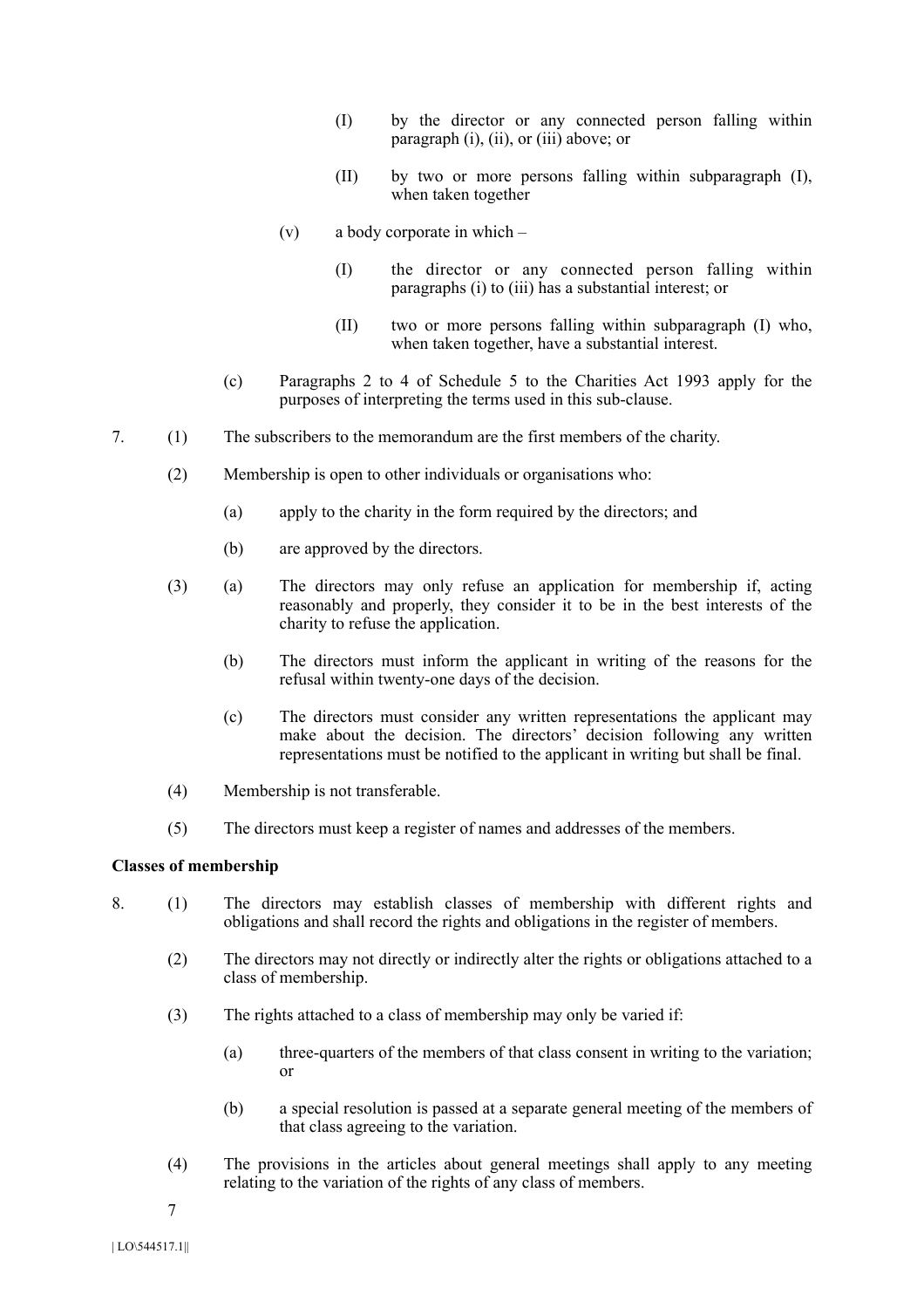(I) by the director or any connected person falling within paragraph (i), (ii), or (iii) above; or

(II) by two or more persons falling within subparagraph (I), when taken together

(v) a body corporate in which –

(I) the director or any connected person falling within paragraphs (i) to (iii) has a substantial interest; or

(II) two or more persons falling within subparagraph (I) who, when taken together, have a substantial interest.

(c) Paragraphs 2 to 4 of Schedule 5 to the Charities Act 1993 apply for the purposes of interpreting the terms used in this sub-clause.

7. (1) The subscribers to the memorandum are the first members of the charity.

(2) Membership is open to other individuals or organisations who:

(a) apply to the charity in the form required by the directors; and

(b) are approved by the directors.

(3) (a) The directors may only refuse an application for membership if, acting reasonably and properly, they consider it to be in the best interests of the charity to refuse the application.

(b) The directors must inform the applicant in writing of the reasons for the refusal within twenty-one days of the decision.

(c) The directors must consider any written representations the applicant may make about the decision. The directors' decision following any written representations must be notified to the applicant in writing but shall be final.

(4) Membership is not transferable.

(5) The directors must keep a register of names and addresses of the members.

**Classes of membership**

8. (1) The directors may establish classes of membership with different rights and obligations and shall record the rights and obligations in the register of members.

(2) The directors may not directly or indirectly alter the rights or obligations attached to a class of membership.

(3) The rights attached to a class of membership may only be varied if:

(a) three-quarters of the members of that class consent in writing to the variation; or

(b) a special resolution is passed at a separate general meeting of the members of that class agreeing to the variation.

(4) The provisions in the articles about general meetings shall apply to any meeting relating to the variation of the rights of any class of members.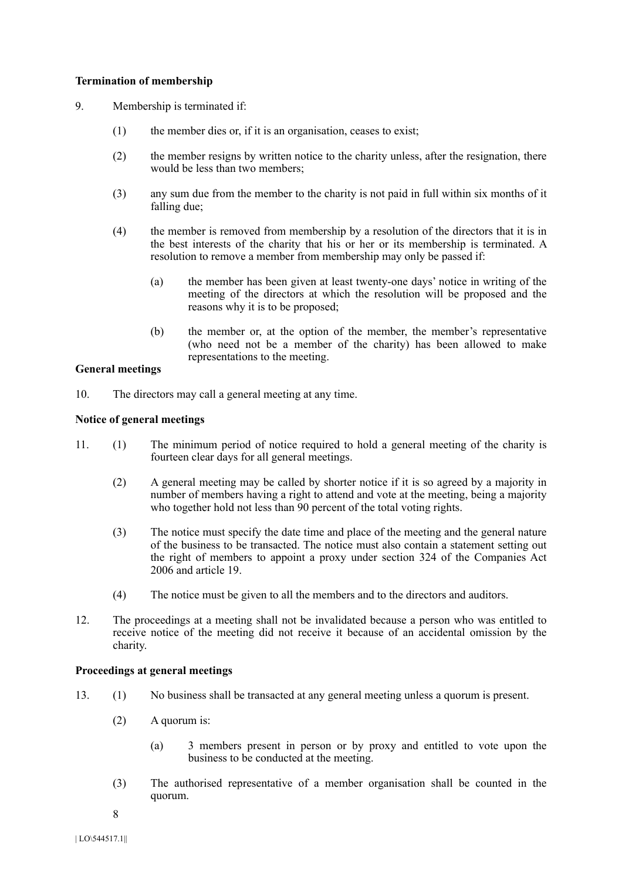**Termination of membership**

9. Membership is terminated if:

   (1) the member dies or, if it is an organisation, ceases to exist;

   (2) the member resigns by written notice to the charity unless, after the resignation, there would be less than two members;

   (3) any sum due from the member to the charity is not paid in full within six months of it falling due;

   (4) the member is removed from membership by a resolution of the directors that it is in the best interests of the charity that his or her or its membership is terminated. A resolution to remove a member from membership may only be passed if:

      (a) the member has been given at least twenty-one days' notice in writing of the meeting of the directors at which the resolution will be proposed and the reasons why it is to be proposed;

      (b) the member or, at the option of the member, the member's representative (who need not be a member of the charity) has been allowed to make representations to the meeting.

**General meetings**

10. The directors may call a general meeting at any time.

**Notice of general meetings**

11. (1) The minimum period of notice required to hold a general meeting of the charity is fourteen clear days for all general meetings.

   (2) A general meeting may be called by shorter notice if it is so agreed by a majority in number of members having a right to attend and vote at the meeting, being a majority who together hold not less than 90 percent of the total voting rights.

   (3) The notice must specify the date time and place of the meeting and the general nature of the business to be transacted. The notice must also contain a statement setting out the right of members to appoint a proxy under section 324 of the Companies Act 2006 and article 19.

   (4) The notice must be given to all the members and to the directors and auditors.

12. The proceedings at a meeting shall not be invalidated because a person who was entitled to receive notice of the meeting did not receive it because of an accidental omission by the charity.

**Proceedings at general meetings**

13. (1) No business shall be transacted at any general meeting unless a quorum is present.

   (2) A quorum is:

      (a) 3 members present in person or by proxy and entitled to vote upon the business to be conducted at the meeting.

   (3) The authorised representative of a member organisation shall be counted in the quorum.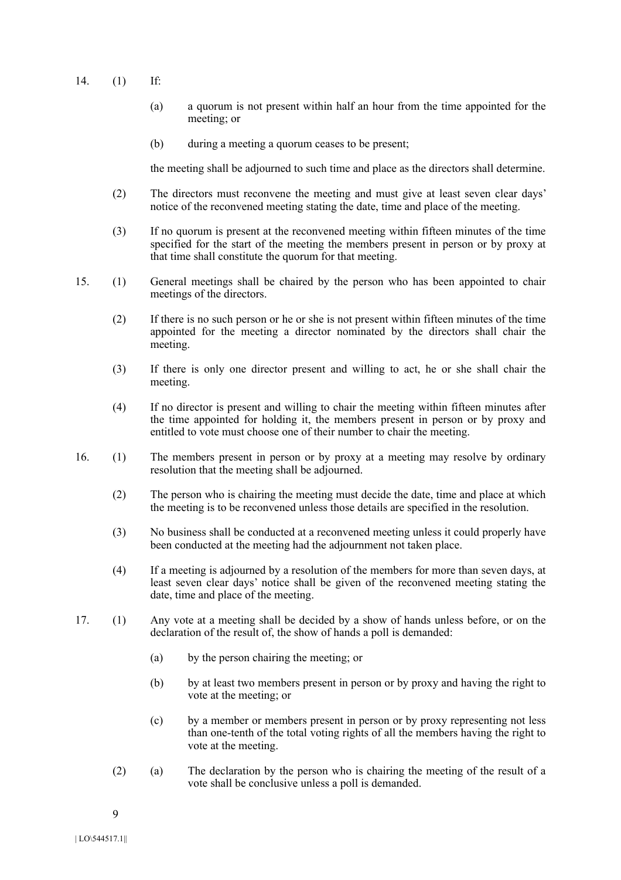14. (1) If:

    (a) a quorum is not present within half an hour from the time appointed for the meeting; or

    (b) during a meeting a quorum ceases to be present;

    the meeting shall be adjourned to such time and place as the directors shall determine.

    (2) The directors must reconvene the meeting and must give at least seven clear days' notice of the reconvened meeting stating the date, time and place of the meeting.

    (3) If no quorum is present at the reconvened meeting within fifteen minutes of the time specified for the start of the meeting the members present in person or by proxy at that time shall constitute the quorum for that meeting.

15. (1) General meetings shall be chaired by the person who has been appointed to chair meetings of the directors.

    (2) If there is no such person or he or she is not present within fifteen minutes of the time appointed for the meeting a director nominated by the directors shall chair the meeting.

    (3) If there is only one director present and willing to act, he or she shall chair the meeting.

    (4) If no director is present and willing to chair the meeting within fifteen minutes after the time appointed for holding it, the members present in person or by proxy and entitled to vote must choose one of their number to chair the meeting.

16. (1) The members present in person or by proxy at a meeting may resolve by ordinary resolution that the meeting shall be adjourned.

    (2) The person who is chairing the meeting must decide the date, time and place at which the meeting is to be reconvened unless those details are specified in the resolution.

    (3) No business shall be conducted at a reconvened meeting unless it could properly have been conducted at the meeting had the adjournment not taken place.

    (4) If a meeting is adjourned by a resolution of the members for more than seven days, at least seven clear days' notice shall be given of the reconvened meeting stating the date, time and place of the meeting.

17. (1) Any vote at a meeting shall be decided by a show of hands unless before, or on the declaration of the result of, the show of hands a poll is demanded:

    (a) by the person chairing the meeting; or

    (b) by at least two members present in person or by proxy and having the right to vote at the meeting; or

    (c) by a member or members present in person or by proxy representing not less than one-tenth of the total voting rights of all the members having the right to vote at the meeting.

    (2) (a) The declaration by the person who is chairing the meeting of the result of a vote shall be conclusive unless a poll is demanded.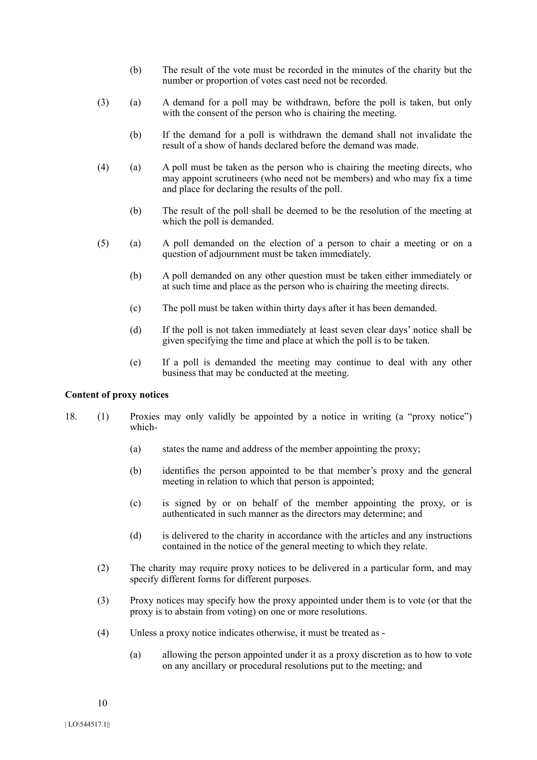(b) The result of the vote must be recorded in the minutes of the charity but the number or proportion of votes cast need not be recorded.

(3) (a) A demand for a poll may be withdrawn, before the poll is taken, but only with the consent of the person who is chairing the meeting.

(b) If the demand for a poll is withdrawn the demand shall not invalidate the result of a show of hands declared before the demand was made.

(4) (a) A poll must be taken as the person who is chairing the meeting directs, who may appoint scrutineers (who need not be members) and who may fix a time and place for declaring the results of the poll.

(b) The result of the poll shall be deemed to be the resolution of the meeting at which the poll is demanded.

(5) (a) A poll demanded on the election of a person to chair a meeting or on a question of adjournment must be taken immediately.

(b) A poll demanded on any other question must be taken either immediately or at such time and place as the person who is chairing the meeting directs.

(c) The poll must be taken within thirty days after it has been demanded.

(d) If the poll is not taken immediately at least seven clear days' notice shall be given specifying the time and place at which the poll is to be taken.

(e) If a poll is demanded the meeting may continue to deal with any other business that may be conducted at the meeting.

**Content of proxy notices**

18. (1) Proxies may only validly be appointed by a notice in writing (a "proxy notice") which-

(a) states the name and address of the member appointing the proxy;

(b) identifies the person appointed to be that member's proxy and the general meeting in relation to which that person is appointed;

(c) is signed by or on behalf of the member appointing the proxy, or is authenticated in such manner as the directors may determine; and

(d) is delivered to the charity in accordance with the articles and any instructions contained in the notice of the general meeting to which they relate.

(2) The charity may require proxy notices to be delivered in a particular form, and may specify different forms for different purposes.

(3) Proxy notices may specify how the proxy appointed under them is to vote (or that the proxy is to abstain from voting) on one or more resolutions.

(4) Unless a proxy notice indicates otherwise, it must be treated as -

(a) allowing the person appointed under it as a proxy discretion as to how to vote on any ancillary or procedural resolutions put to the meeting; and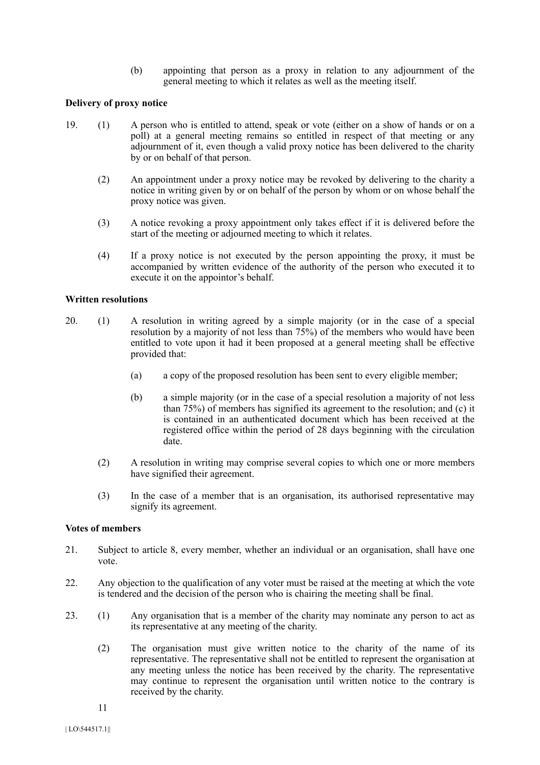(b) appointing that person as a proxy in relation to any adjournment of the general meeting to which it relates as well as the meeting itself.

**Delivery of proxy notice**

19. (1) A person who is entitled to attend, speak or vote (either on a show of hands or on a poll) at a general meeting remains so entitled in respect of that meeting or any adjournment of it, even though a valid proxy notice has been delivered to the charity by or on behalf of that person.

(2) An appointment under a proxy notice may be revoked by delivering to the charity a notice in writing given by or on behalf of the person by whom or on whose behalf the proxy notice was given.

(3) A notice revoking a proxy appointment only takes effect if it is delivered before the start of the meeting or adjourned meeting to which it relates.

(4) If a proxy notice is not executed by the person appointing the proxy, it must be accompanied by written evidence of the authority of the person who executed it to execute it on the appointor's behalf.

**Written resolutions**

20. (1) A resolution in writing agreed by a simple majority (or in the case of a special resolution by a majority of not less than 75%) of the members who would have been entitled to vote upon it had it been proposed at a general meeting shall be effective provided that:

(a) a copy of the proposed resolution has been sent to every eligible member;

(b) a simple majority (or in the case of a special resolution a majority of not less than 75%) of members has signified its agreement to the resolution; and (c) it is contained in an authenticated document which has been received at the registered office within the period of 28 days beginning with the circulation date.

(2) A resolution in writing may comprise several copies to which one or more members have signified their agreement.

(3) In the case of a member that is an organisation, its authorised representative may signify its agreement.

**Votes of members**

21. Subject to article 8, every member, whether an individual or an organisation, shall have one vote.

22. Any objection to the qualification of any voter must be raised at the meeting at which the vote is tendered and the decision of the person who is chairing the meeting shall be final.

23. (1) Any organisation that is a member of the charity may nominate any person to act as its representative at any meeting of the charity.

(2) The organisation must give written notice to the charity of the name of its representative. The representative shall not be entitled to represent the organisation at any meeting unless the notice has been received by the charity. The representative may continue to represent the organisation until written notice to the contrary is received by the charity.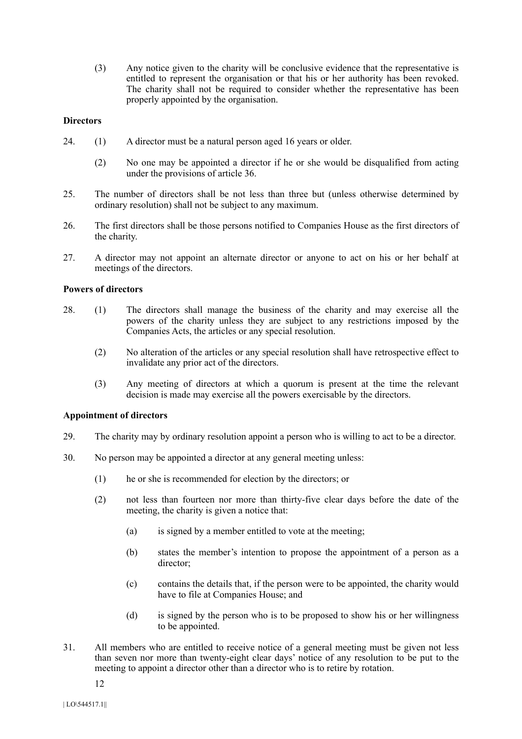(3) Any notice given to the charity will be conclusive evidence that the representative is entitled to represent the organisation or that his or her authority has been revoked. The charity shall not be required to consider whether the representative has been properly appointed by the organisation.

**Directors**

24. (1) A director must be a natural person aged 16 years or older.

    (2) No one may be appointed a director if he or she would be disqualified from acting under the provisions of article 36.

25. The number of directors shall be not less than three but (unless otherwise determined by ordinary resolution) shall not be subject to any maximum.

26. The first directors shall be those persons notified to Companies House as the first directors of the charity.

27. A director may not appoint an alternate director or anyone to act on his or her behalf at meetings of the directors.

**Powers of directors**

28. (1) The directors shall manage the business of the charity and may exercise all the powers of the charity unless they are subject to any restrictions imposed by the Companies Acts, the articles or any special resolution.

    (2) No alteration of the articles or any special resolution shall have retrospective effect to invalidate any prior act of the directors.

    (3) Any meeting of directors at which a quorum is present at the time the relevant decision is made may exercise all the powers exercisable by the directors.

**Appointment of directors**

29. The charity may by ordinary resolution appoint a person who is willing to act to be a director.

30. No person may be appointed a director at any general meeting unless:

    (1) he or she is recommended for election by the directors; or

    (2) not less than fourteen nor more than thirty-five clear days before the date of the meeting, the charity is given a notice that:

        (a) is signed by a member entitled to vote at the meeting;

        (b) states the member's intention to propose the appointment of a person as a director;

        (c) contains the details that, if the person were to be appointed, the charity would have to file at Companies House; and

        (d) is signed by the person who is to be proposed to show his or her willingness to be appointed.

31. All members who are entitled to receive notice of a general meeting must be given not less than seven nor more than twenty-eight clear days' notice of any resolution to be put to the meeting to appoint a director other than a director who is to retire by rotation.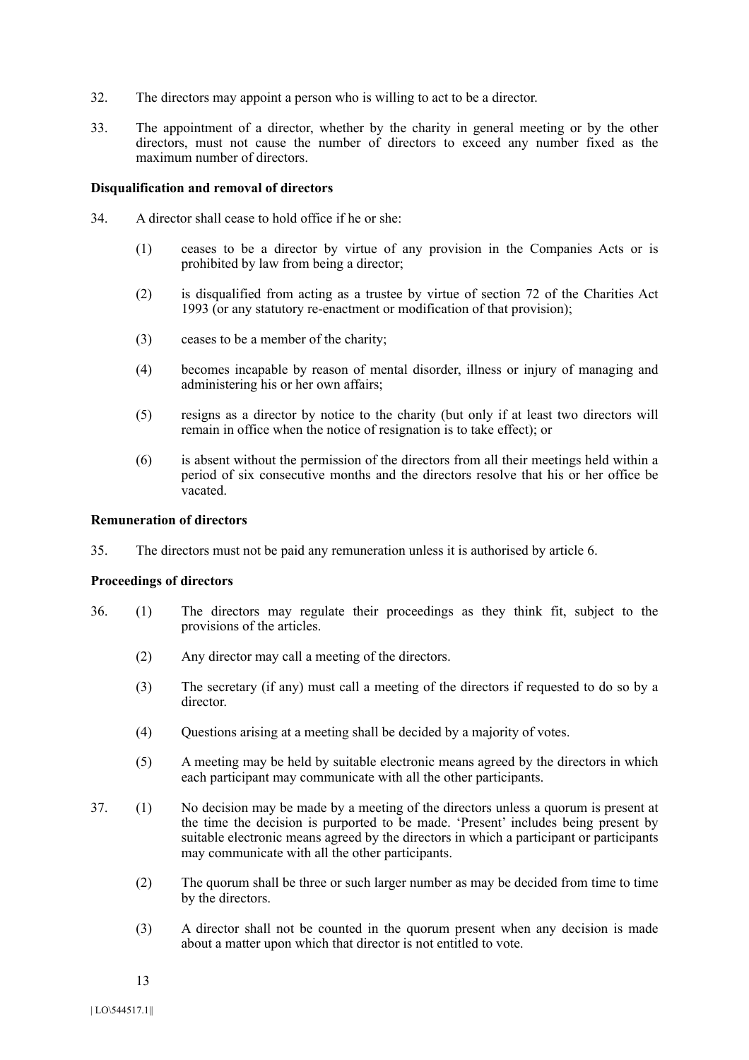32. The directors may appoint a person who is willing to act to be a director.

33. The appointment of a director, whether by the charity in general meeting or by the other directors, must not cause the number of directors to exceed any number fixed as the maximum number of directors.

**Disqualification and removal of directors**

34. A director shall cease to hold office if he or she:

    (1) ceases to be a director by virtue of any provision in the Companies Acts or is prohibited by law from being a director;

    (2) is disqualified from acting as a trustee by virtue of section 72 of the Charities Act 1993 (or any statutory re-enactment or modification of that provision);

    (3) ceases to be a member of the charity;

    (4) becomes incapable by reason of mental disorder, illness or injury of managing and administering his or her own affairs;

    (5) resigns as a director by notice to the charity (but only if at least two directors will remain in office when the notice of resignation is to take effect); or

    (6) is absent without the permission of the directors from all their meetings held within a period of six consecutive months and the directors resolve that his or her office be vacated.

**Remuneration of directors**

35. The directors must not be paid any remuneration unless it is authorised by article 6.

**Proceedings of directors**

36. (1) The directors may regulate their proceedings as they think fit, subject to the provisions of the articles.

    (2) Any director may call a meeting of the directors.

    (3) The secretary (if any) must call a meeting of the directors if requested to do so by a director.

    (4) Questions arising at a meeting shall be decided by a majority of votes.

    (5) A meeting may be held by suitable electronic means agreed by the directors in which each participant may communicate with all the other participants.

37. (1) No decision may be made by a meeting of the directors unless a quorum is present at the time the decision is purported to be made. 'Present' includes being present by suitable electronic means agreed by the directors in which a participant or participants may communicate with all the other participants.

    (2) The quorum shall be three or such larger number as may be decided from time to time by the directors.

    (3) A director shall not be counted in the quorum present when any decision is made about a matter upon which that director is not entitled to vote.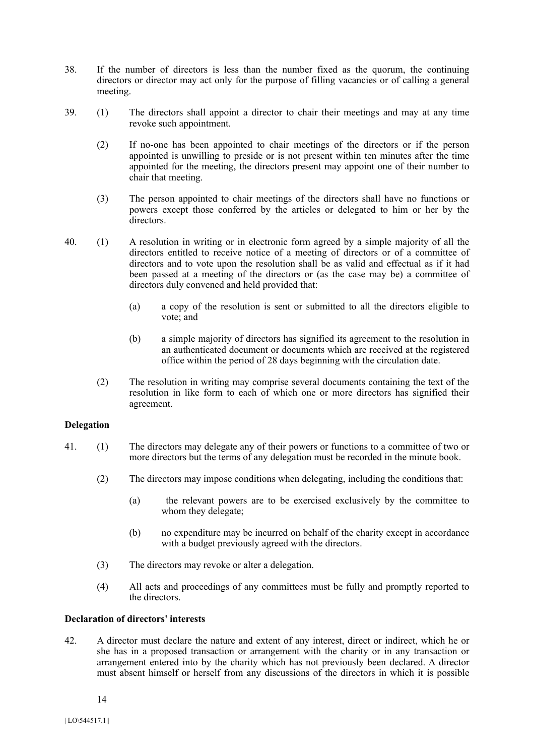38. If the number of directors is less than the number fixed as the quorum, the continuing directors or director may act only for the purpose of filling vacancies or of calling a general meeting.

39. (1) The directors shall appoint a director to chair their meetings and may at any time revoke such appointment.

    (2) If no-one has been appointed to chair meetings of the directors or if the person appointed is unwilling to preside or is not present within ten minutes after the time appointed for the meeting, the directors present may appoint one of their number to chair that meeting.

    (3) The person appointed to chair meetings of the directors shall have no functions or powers except those conferred by the articles or delegated to him or her by the directors.

40. (1) A resolution in writing or in electronic form agreed by a simple majority of all the directors entitled to receive notice of a meeting of directors or of a committee of directors and to vote upon the resolution shall be as valid and effectual as if it had been passed at a meeting of the directors or (as the case may be) a committee of directors duly convened and held provided that:

    (a) a copy of the resolution is sent or submitted to all the directors eligible to vote; and

    (b) a simple majority of directors has signified its agreement to the resolution in an authenticated document or documents which are received at the registered office within the period of 28 days beginning with the circulation date.

    (2) The resolution in writing may comprise several documents containing the text of the resolution in like form to each of which one or more directors has signified their agreement.

**Delegation**

41. (1) The directors may delegate any of their powers or functions to a committee of two or more directors but the terms of any delegation must be recorded in the minute book.

    (2) The directors may impose conditions when delegating, including the conditions that:

    (a) the relevant powers are to be exercised exclusively by the committee to whom they delegate;

    (b) no expenditure may be incurred on behalf of the charity except in accordance with a budget previously agreed with the directors.

    (3) The directors may revoke or alter a delegation.

    (4) All acts and proceedings of any committees must be fully and promptly reported to the directors.

**Declaration of directors' interests**

42. A director must declare the nature and extent of any interest, direct or indirect, which he or she has in a proposed transaction or arrangement with the charity or in any transaction or arrangement entered into by the charity which has not previously been declared. A director must absent himself or herself from any discussions of the directors in which it is possible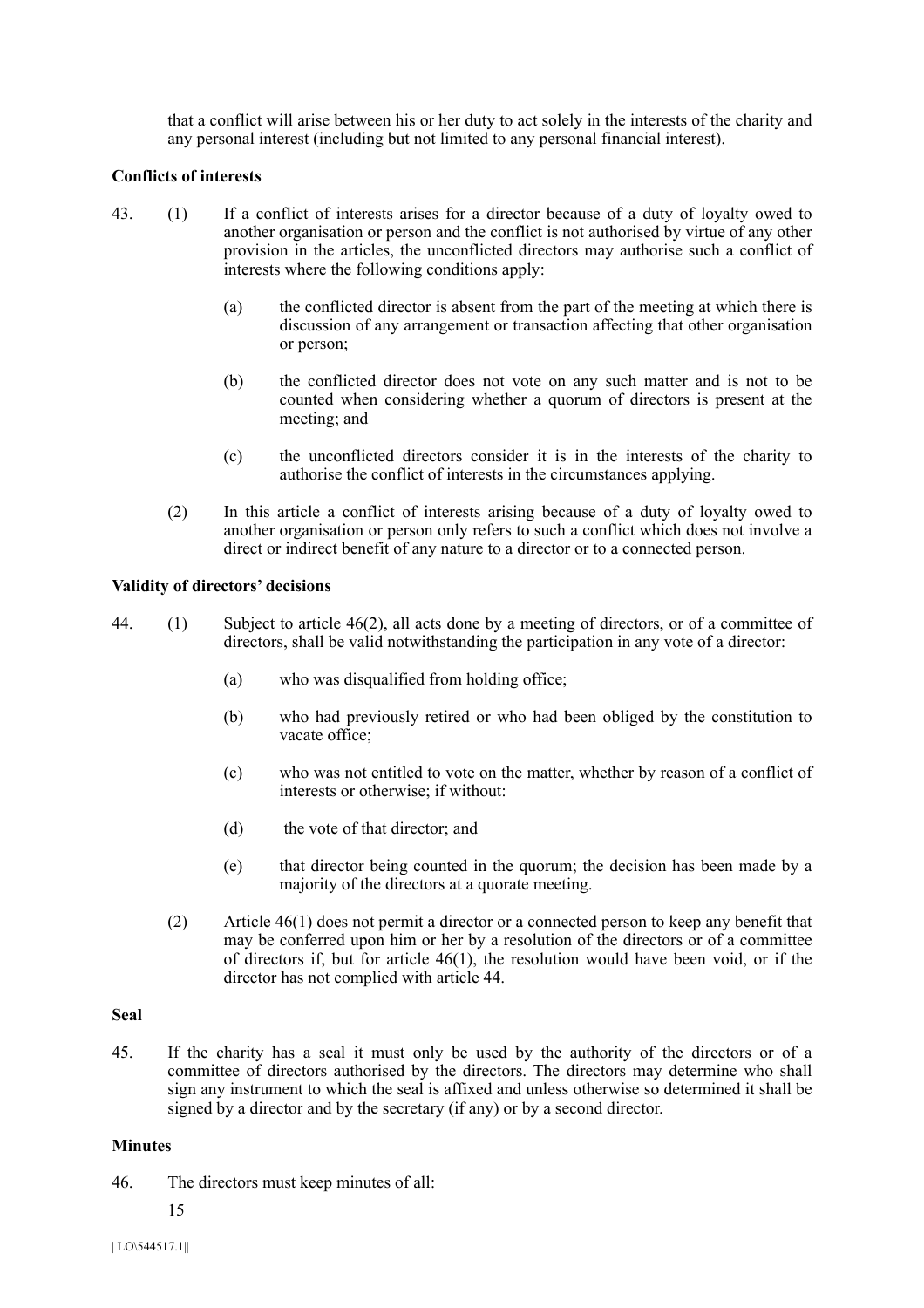that a conflict will arise between his or her duty to act solely in the interests of the charity and any personal interest (including but not limited to any personal financial interest).

**Conflicts of interests**

43. (1) If a conflict of interests arises for a director because of a duty of loyalty owed to another organisation or person and the conflict is not authorised by virtue of any other provision in the articles, the unconflicted directors may authorise such a conflict of interests where the following conditions apply:

    (a) the conflicted director is absent from the part of the meeting at which there is discussion of any arrangement or transaction affecting that other organisation or person;

    (b) the conflicted director does not vote on any such matter and is not to be counted when considering whether a quorum of directors is present at the meeting; and

    (c) the unconflicted directors consider it is in the interests of the charity to authorise the conflict of interests in the circumstances applying.

    (2) In this article a conflict of interests arising because of a duty of loyalty owed to another organisation or person only refers to such a conflict which does not involve a direct or indirect benefit of any nature to a director or to a connected person.

**Validity of directors' decisions**

44. (1) Subject to article 46(2), all acts done by a meeting of directors, or of a committee of directors, shall be valid notwithstanding the participation in any vote of a director:

    (a) who was disqualified from holding office;

    (b) who had previously retired or who had been obliged by the constitution to vacate office;

    (c) who was not entitled to vote on the matter, whether by reason of a conflict of interests or otherwise; if without:

    (d) the vote of that director; and

    (e) that director being counted in the quorum; the decision has been made by a majority of the directors at a quorate meeting.

    (2) Article 46(1) does not permit a director or a connected person to keep any benefit that may be conferred upon him or her by a resolution of the directors or of a committee of directors if, but for article 46(1), the resolution would have been void, or if the director has not complied with article 44.

**Seal**

45. If the charity has a seal it must only be used by the authority of the directors or of a committee of directors authorised by the directors. The directors may determine who shall sign any instrument to which the seal is affixed and unless otherwise so determined it shall be signed by a director and by the secretary (if any) or by a second director.

**Minutes**

46. The directors must keep minutes of all: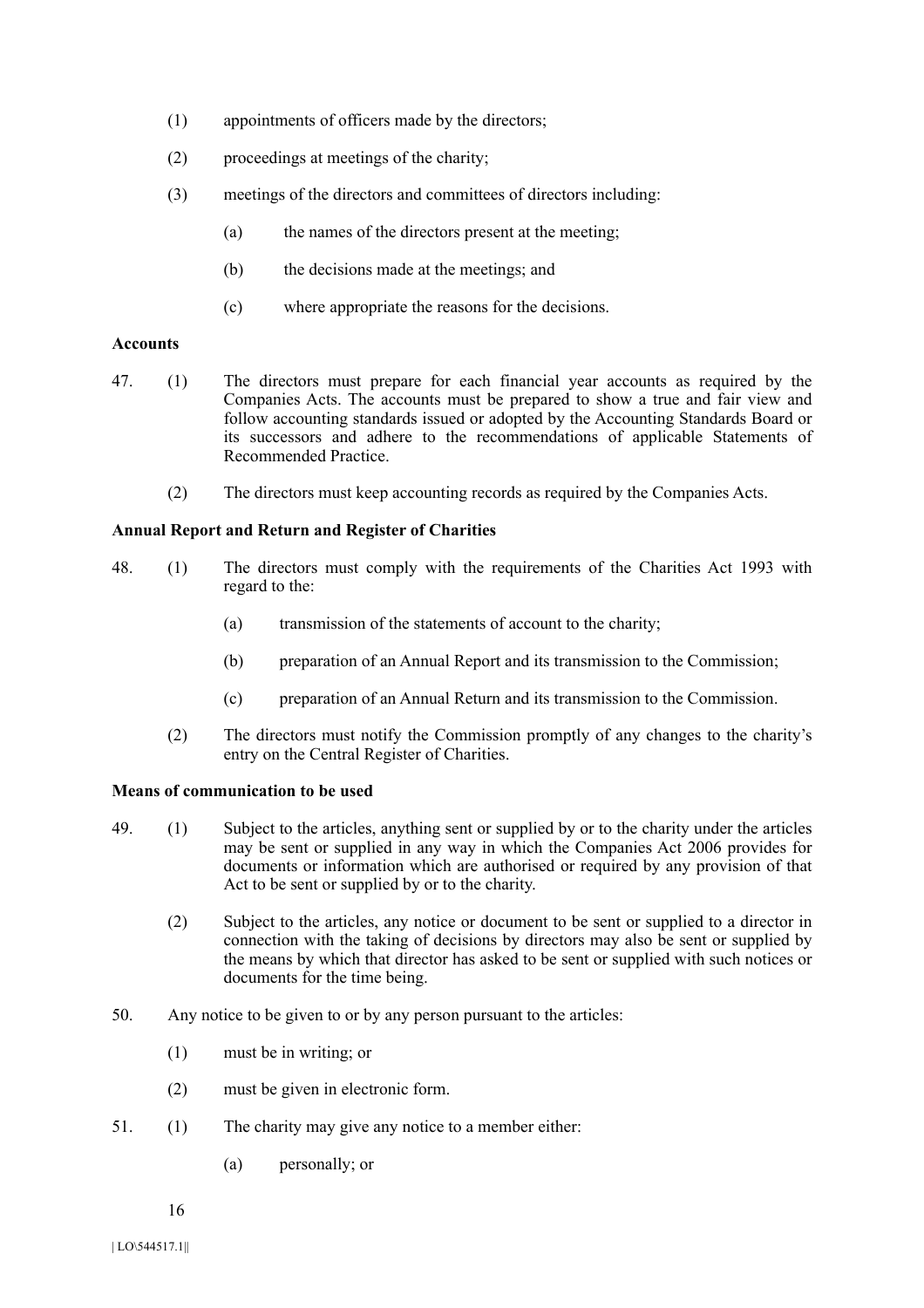(1) appointments of officers made by the directors;

(2) proceedings at meetings of the charity;

(3) meetings of the directors and committees of directors including:

  (a) the names of the directors present at the meeting;

  (b) the decisions made at the meetings; and

  (c) where appropriate the reasons for the decisions.

**Accounts**

47. (1) The directors must prepare for each financial year accounts as required by the Companies Acts. The accounts must be prepared to show a true and fair view and follow accounting standards issued or adopted by the Accounting Standards Board or its successors and adhere to the recommendations of applicable Statements of Recommended Practice.

  (2) The directors must keep accounting records as required by the Companies Acts.

**Annual Report and Return and Register of Charities**

48. (1) The directors must comply with the requirements of the Charities Act 1993 with regard to the:

  (a) transmission of the statements of account to the charity;

  (b) preparation of an Annual Report and its transmission to the Commission;

  (c) preparation of an Annual Return and its transmission to the Commission.

  (2) The directors must notify the Commission promptly of any changes to the charity's entry on the Central Register of Charities.

**Means of communication to be used**

49. (1) Subject to the articles, anything sent or supplied by or to the charity under the articles may be sent or supplied in any way in which the Companies Act 2006 provides for documents or information which are authorised or required by any provision of that Act to be sent or supplied by or to the charity.

  (2) Subject to the articles, any notice or document to be sent or supplied to a director in connection with the taking of decisions by directors may also be sent or supplied by the means by which that director has asked to be sent or supplied with such notices or documents for the time being.

50. Any notice to be given to or by any person pursuant to the articles:

  (1) must be in writing; or

  (2) must be given in electronic form.

51. (1) The charity may give any notice to a member either:

  (a) personally; or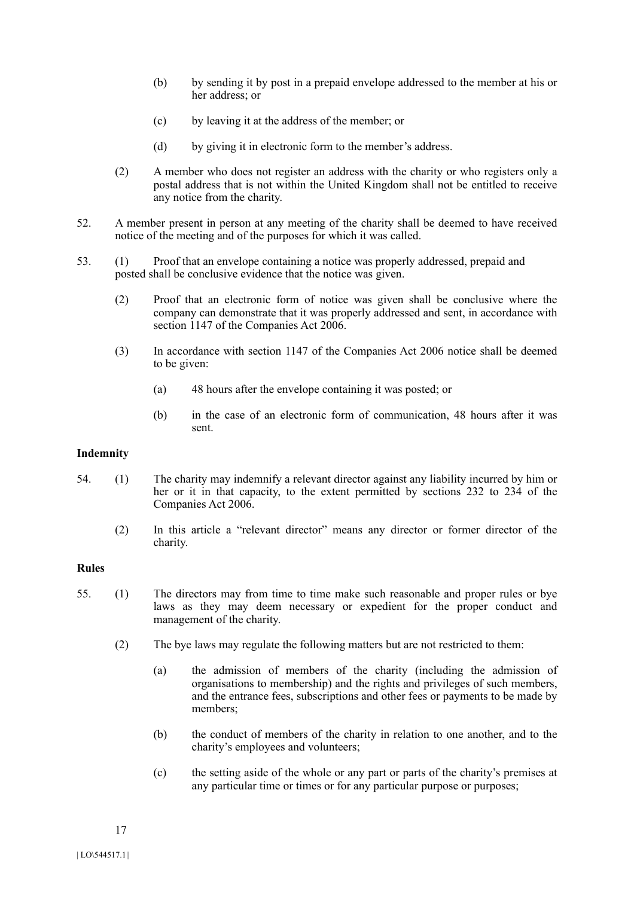(b) by sending it by post in a prepaid envelope addressed to the member at his or her address; or

(c) by leaving it at the address of the member; or

(d) by giving it in electronic form to the member's address.

(2) A member who does not register an address with the charity or who registers only a postal address that is not within the United Kingdom shall not be entitled to receive any notice from the charity.

52. A member present in person at any meeting of the charity shall be deemed to have received notice of the meeting and of the purposes for which it was called.

53. (1) Proof that an envelope containing a notice was properly addressed, prepaid and posted shall be conclusive evidence that the notice was given.

(2) Proof that an electronic form of notice was given shall be conclusive where the company can demonstrate that it was properly addressed and sent, in accordance with section 1147 of the Companies Act 2006.

(3) In accordance with section 1147 of the Companies Act 2006 notice shall be deemed to be given:

(a) 48 hours after the envelope containing it was posted; or

(b) in the case of an electronic form of communication, 48 hours after it was sent.

**Indemnity**

54. (1) The charity may indemnify a relevant director against any liability incurred by him or her or it in that capacity, to the extent permitted by sections 232 to 234 of the Companies Act 2006.

(2) In this article a "relevant director" means any director or former director of the charity.

**Rules**

55. (1) The directors may from time to time make such reasonable and proper rules or bye laws as they may deem necessary or expedient for the proper conduct and management of the charity.

(2) The bye laws may regulate the following matters but are not restricted to them:

(a) the admission of members of the charity (including the admission of organisations to membership) and the rights and privileges of such members, and the entrance fees, subscriptions and other fees or payments to be made by members;

(b) the conduct of members of the charity in relation to one another, and to the charity's employees and volunteers;

(c) the setting aside of the whole or any part or parts of the charity's premises at any particular time or times or for any particular purpose or purposes;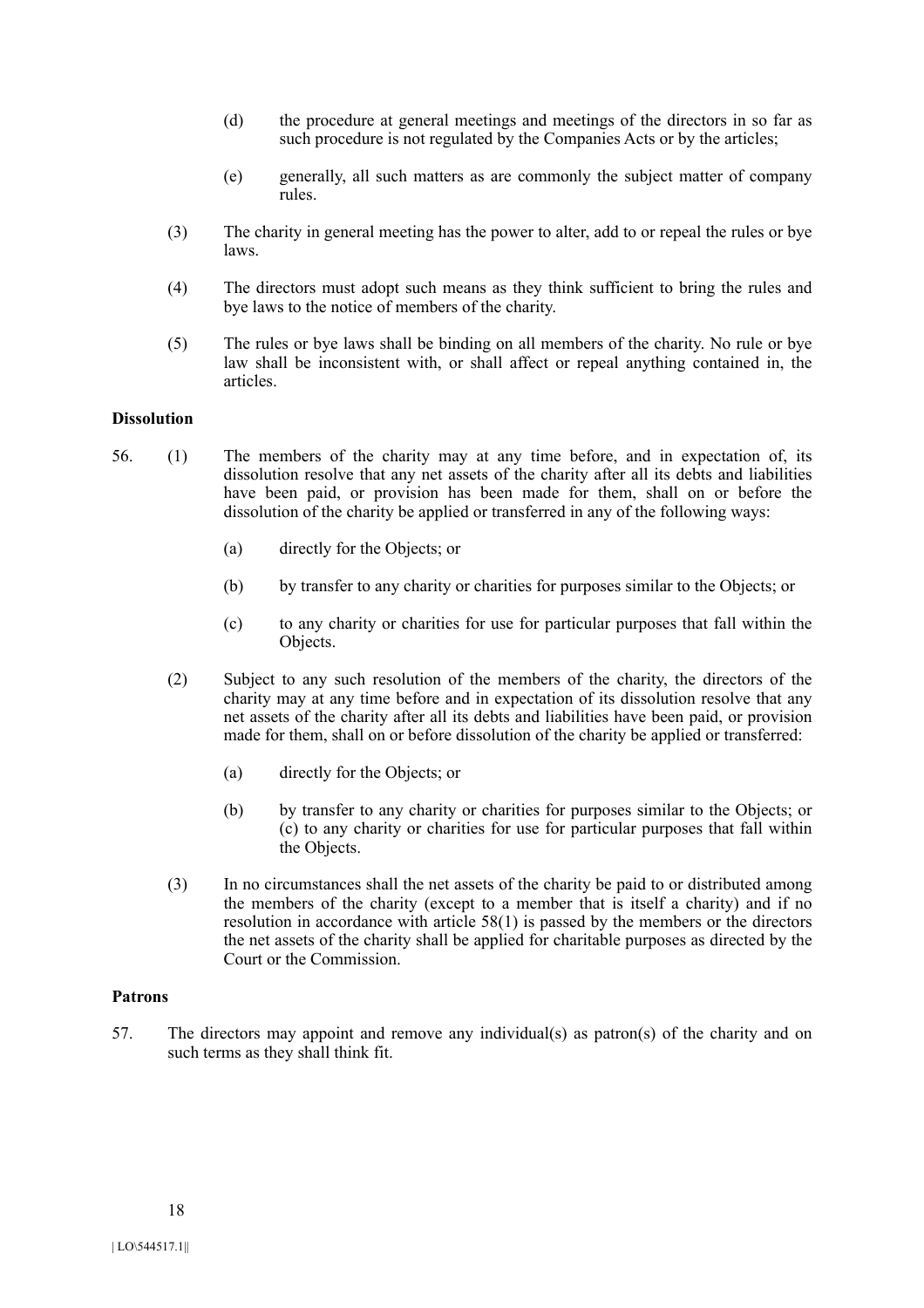(d) the procedure at general meetings and meetings of the directors in so far as such procedure is not regulated by the Companies Acts or by the articles;

(e) generally, all such matters as are commonly the subject matter of company rules.

(3) The charity in general meeting has the power to alter, add to or repeal the rules or bye laws.

(4) The directors must adopt such means as they think sufficient to bring the rules and bye laws to the notice of members of the charity.

(5) The rules or bye laws shall be binding on all members of the charity. No rule or bye law shall be inconsistent with, or shall affect or repeal anything contained in, the articles.

**Dissolution**

56. (1) The members of the charity may at any time before, and in expectation of, its dissolution resolve that any net assets of the charity after all its debts and liabilities have been paid, or provision has been made for them, shall on or before the dissolution of the charity be applied or transferred in any of the following ways:

(a) directly for the Objects; or

(b) by transfer to any charity or charities for purposes similar to the Objects; or

(c) to any charity or charities for use for particular purposes that fall within the Objects.

(2) Subject to any such resolution of the members of the charity, the directors of the charity may at any time before and in expectation of its dissolution resolve that any net assets of the charity after all its debts and liabilities have been paid, or provision made for them, shall on or before dissolution of the charity be applied or transferred:

(a) directly for the Objects; or

(b) by transfer to any charity or charities for purposes similar to the Objects; or (c) to any charity or charities for use for particular purposes that fall within the Objects.

(3) In no circumstances shall the net assets of the charity be paid to or distributed among the members of the charity (except to a member that is itself a charity) and if no resolution in accordance with article 58(1) is passed by the members or the directors the net assets of the charity shall be applied for charitable purposes as directed by the Court or the Commission.

**Patrons**

57. The directors may appoint and remove any individual(s) as patron(s) of the charity and on such terms as they shall think fit.